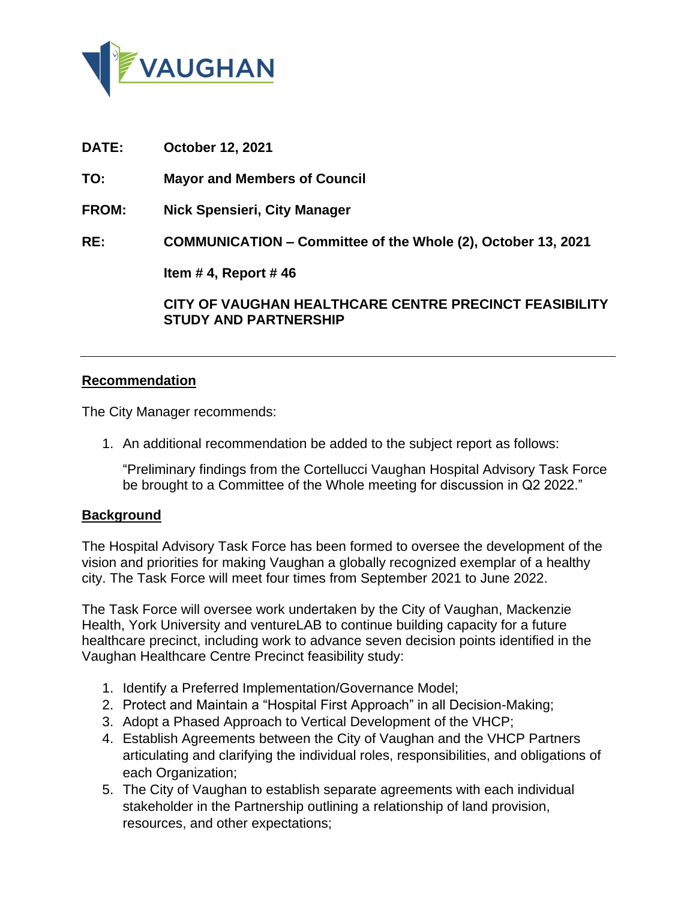VAUGHAN

**DATE:** October 12, 2021

**TO:** Mayor and Members of Council

**FROM:** Nick Spensieri, City Manager

**RE:** COMMUNICATION – Committee of the Whole (2), October 13, 2021

**Item # 4, Report # 46**

**CITY OF VAUGHAN HEALTHCARE CENTRE PRECINCT FEASIBILITY STUDY AND PARTNERSHIP**

---

## Recommendation

The City Manager recommends:

1. An additional recommendation be added to the subject report as follows:

   "Preliminary findings from the Cortellucci Vaughan Hospital Advisory Task Force be brought to a Committee of the Whole meeting for discussion in Q2 2022."

## Background

The Hospital Advisory Task Force has been formed to oversee the development of the vision and priorities for making Vaughan a globally recognized exemplar of a healthy city. The Task Force will meet four times from September 2021 to June 2022.

The Task Force will oversee work undertaken by the City of Vaughan, Mackenzie Health, York University and ventureLAB to continue building capacity for a future healthcare precinct, including work to advance seven decision points identified in the Vaughan Healthcare Centre Precinct feasibility study:

1. Identify a Preferred Implementation/Governance Model;
2. Protect and Maintain a "Hospital First Approach" in all Decision-Making;
3. Adopt a Phased Approach to Vertical Development of the VHCP;
4. Establish Agreements between the City of Vaughan and the VHCP Partners articulating and clarifying the individual roles, responsibilities, and obligations of each Organization;
5. The City of Vaughan to establish separate agreements with each individual stakeholder in the Partnership outlining a relationship of land provision, resources, and other expectations;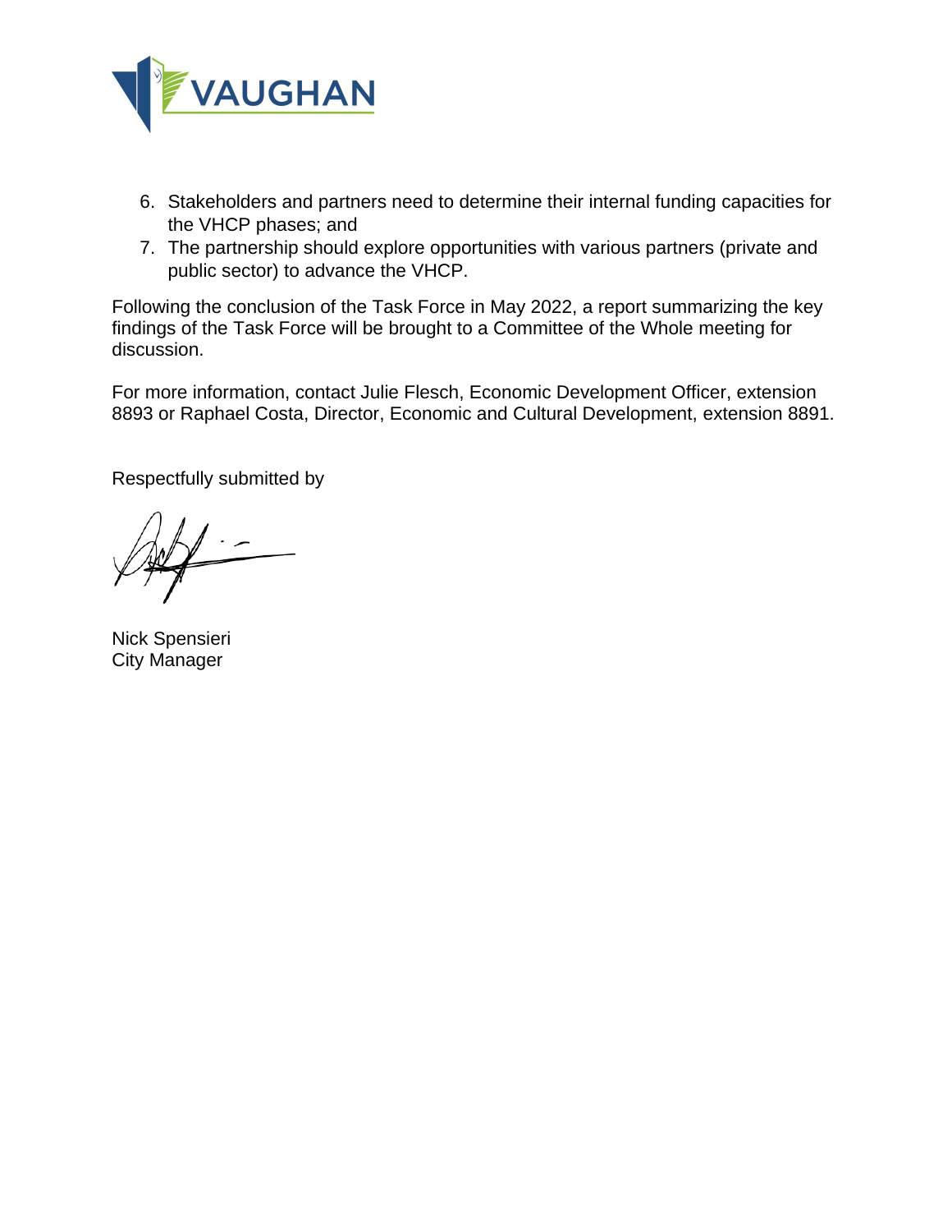6. Stakeholders and partners need to determine their internal funding capacities for the VHCP phases; and
7. The partnership should explore opportunities with various partners (private and public sector) to advance the VHCP.

Following the conclusion of the Task Force in May 2022, a report summarizing the key findings of the Task Force will be brought to a Committee of the Whole meeting for discussion.

For more information, contact Julie Flesch, Economic Development Officer, extension 8893 or Raphael Costa, Director, Economic and Cultural Development, extension 8891.

Respectfully submitted by

Nick Spensieri
City Manager